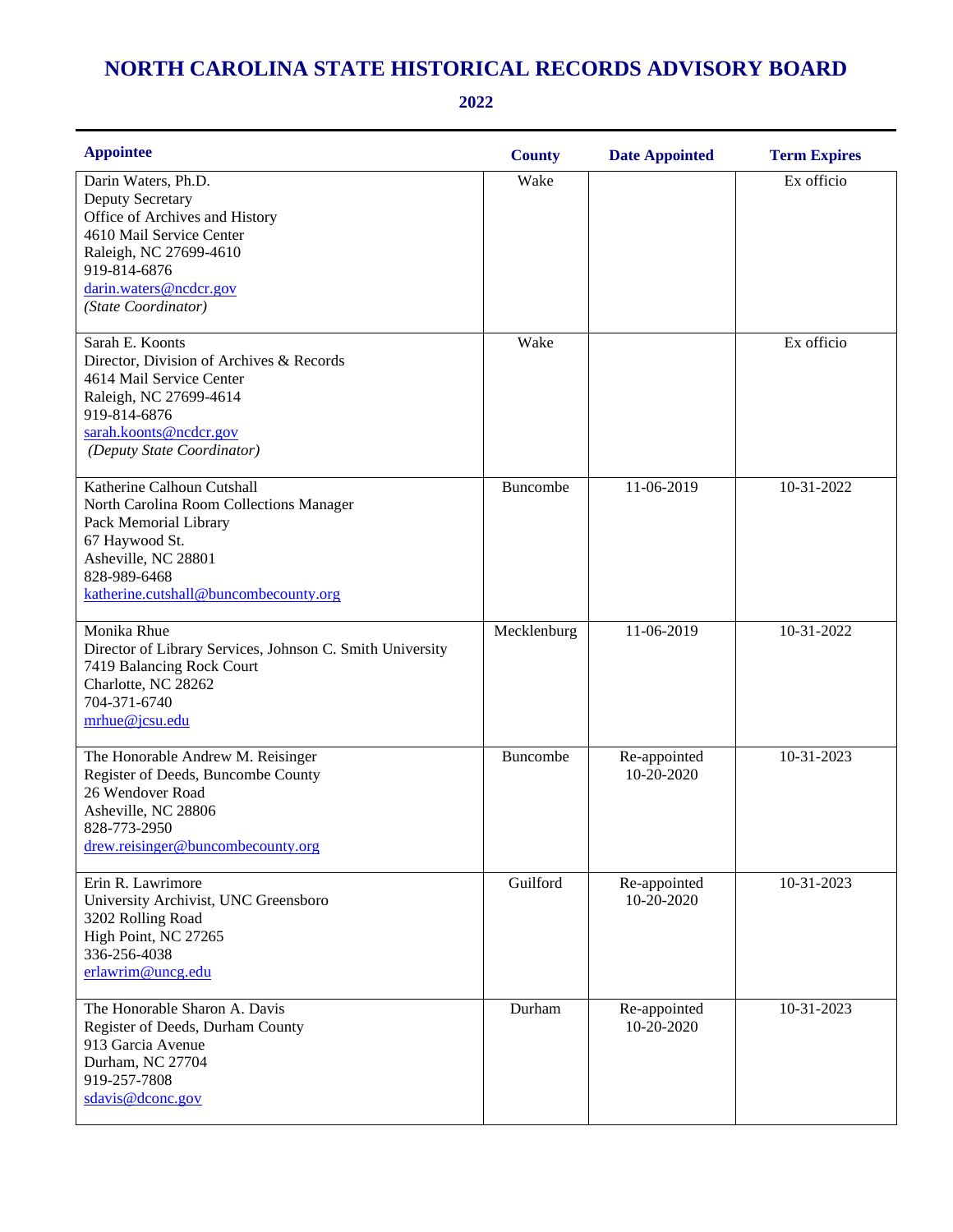# NORTH CAROLINA STATE HISTORICAL RECORDS ADVISORY BOARD

## 2022

| Appointee | County | Date Appointed | Term Expires |
|---|---|---|---|
| Darin Waters, Ph.D.<br>Deputy Secretary<br>Office of Archives and History<br>4610 Mail Service Center<br>Raleigh, NC 27699-4610<br>919-814-6876<br>darin.waters@ncdcr.gov<br>*(State Coordinator)* | Wake | | Ex officio |
| Sarah E. Koonts<br>Director, Division of Archives & Records<br>4614 Mail Service Center<br>Raleigh, NC 27699-4614<br>919-814-6876<br>sarah.koonts@ncdcr.gov<br>*(Deputy State Coordinator)* | Wake | | Ex officio |
| Katherine Calhoun Cutshall<br>North Carolina Room Collections Manager<br>Pack Memorial Library<br>67 Haywood St.<br>Asheville, NC 28801<br>828-989-6468<br>katherine.cutshall@buncombecounty.org | Buncombe | 11-06-2019 | 10-31-2022 |
| Monika Rhue<br>Director of Library Services, Johnson C. Smith University<br>7419 Balancing Rock Court<br>Charlotte, NC 28262<br>704-371-6740<br>mrhue@jcsu.edu | Mecklenburg | 11-06-2019 | 10-31-2022 |
| The Honorable Andrew M. Reisinger<br>Register of Deeds, Buncombe County<br>26 Wendover Road<br>Asheville, NC 28806<br>828-773-2950<br>drew.reisinger@buncombecounty.org | Buncombe | Re-appointed<br>10-20-2020 | 10-31-2023 |
| Erin R. Lawrimore<br>University Archivist, UNC Greensboro<br>3202 Rolling Road<br>High Point, NC 27265<br>336-256-4038<br>erlawrim@uncg.edu | Guilford | Re-appointed<br>10-20-2020 | 10-31-2023 |
| The Honorable Sharon A. Davis<br>Register of Deeds, Durham County<br>913 Garcia Avenue<br>Durham, NC 27704<br>919-257-7808<br>sdavis@dconc.gov | Durham | Re-appointed<br>10-20-2020 | 10-31-2023 |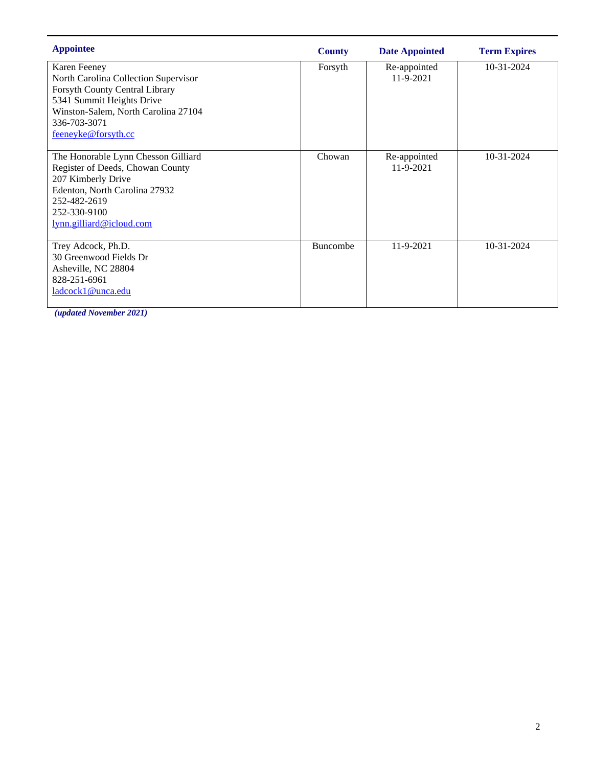| Appointee | County | Date Appointed | Term Expires |
|---|---|---|---|
| Karen Feeney<br>North Carolina Collection Supervisor<br>Forsyth County Central Library<br>5341 Summit Heights Drive<br>Winston-Salem, North Carolina 27104<br>336-703-3071<br>feeneyke@forsyth.cc | Forsyth | Re-appointed<br>11-9-2021 | 10-31-2024 |
| The Honorable Lynn Chesson Gilliard<br>Register of Deeds, Chowan County<br>207 Kimberly Drive<br>Edenton, North Carolina 27932<br>252-482-2619<br>252-330-9100<br>lynn.gilliard@icloud.com | Chowan | Re-appointed<br>11-9-2021 | 10-31-2024 |
| Trey Adcock, Ph.D.<br>30 Greenwood Fields Dr<br>Asheville, NC 28804<br>828-251-6961<br>ladcock1@unca.edu | Buncombe | 11-9-2021 | 10-31-2024 |

***(updated November 2021)***